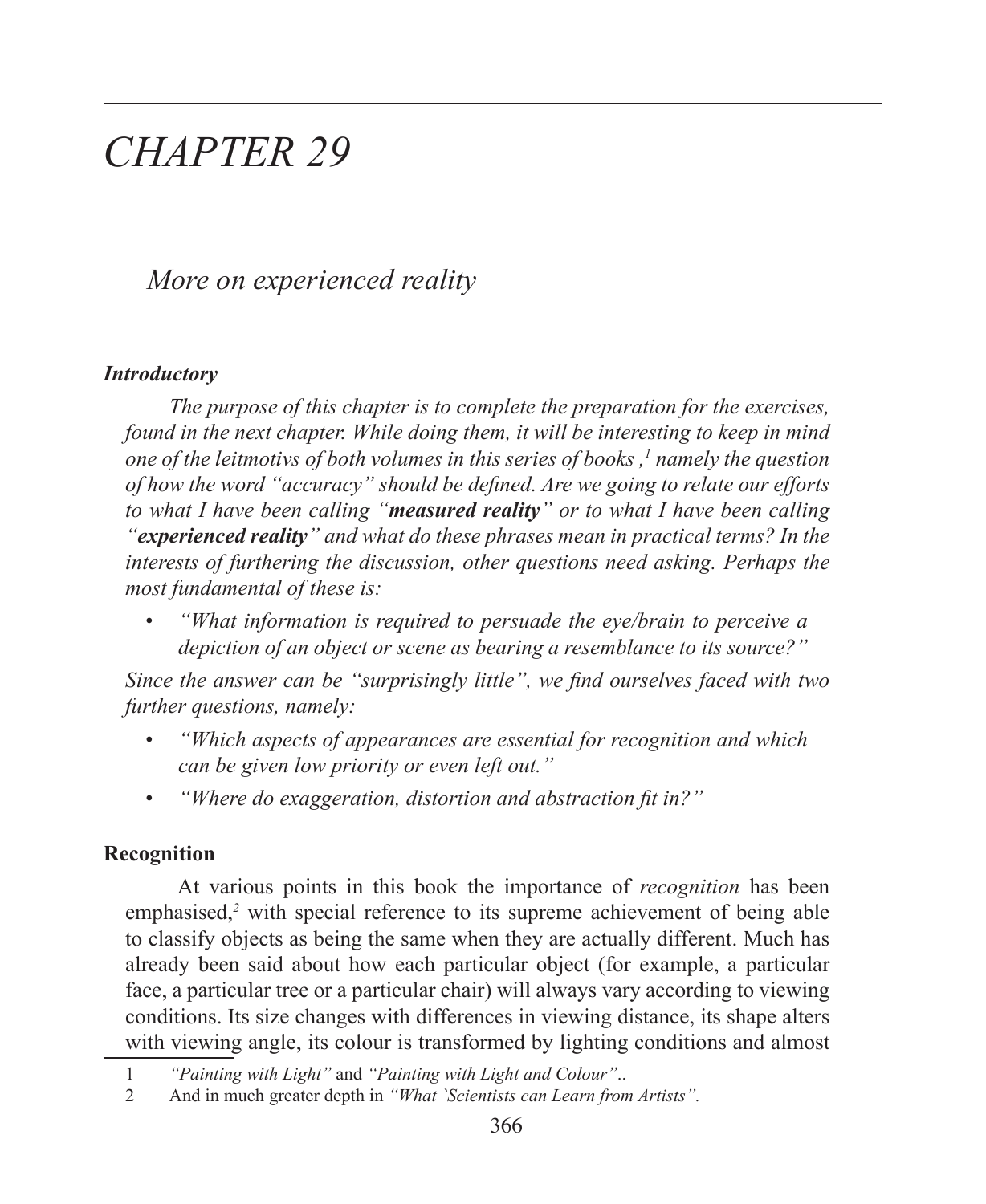# CHAPTER 29

## *More on experienced reality*

### *Introductory*

*The purpose of this chapter is to complete the preparation for the exercises, found in the next chapter. While doing them, it will be interesting to keep in mind one of the leitmotivs of both volumes in this series of books ,[1] namely the question of how the word "accuracy" should be defined. Are we going to relate our efforts to what I have been calling "**measured reality**" or to what I have been calling "**experienced reality**" and what do these phrases mean in practical terms? In the interests of furthering the discussion, other questions need asking. Perhaps the most fundamental of these is:*

- *"What information is required to persuade the eye/brain to perceive a depiction of an object or scene as bearing a resemblance to its source?"*

*Since the answer can be "surprisingly little", we find ourselves faced with two further questions, namely:*

- *"Which aspects of appearances are essential for recognition and which can be given low priority or even left out."*
- *"Where do exaggeration, distortion and abstraction fit in?"*

### Recognition

At various points in this book the importance of *recognition* has been emphasised,[2] with special reference to its supreme achievement of being able to classify objects as being the same when they are actually different. Much has already been said about how each particular object (for example, a particular face, a particular tree or a particular chair) will always vary according to viewing conditions. Its size changes with differences in viewing distance, its shape alters with viewing angle, its colour is transformed by lighting conditions and almost

---

1 *"Painting with Light"* and *"Painting with Light and Colour"*..

2 And in much greater depth in *"What `Scientists can Learn from Artists"*.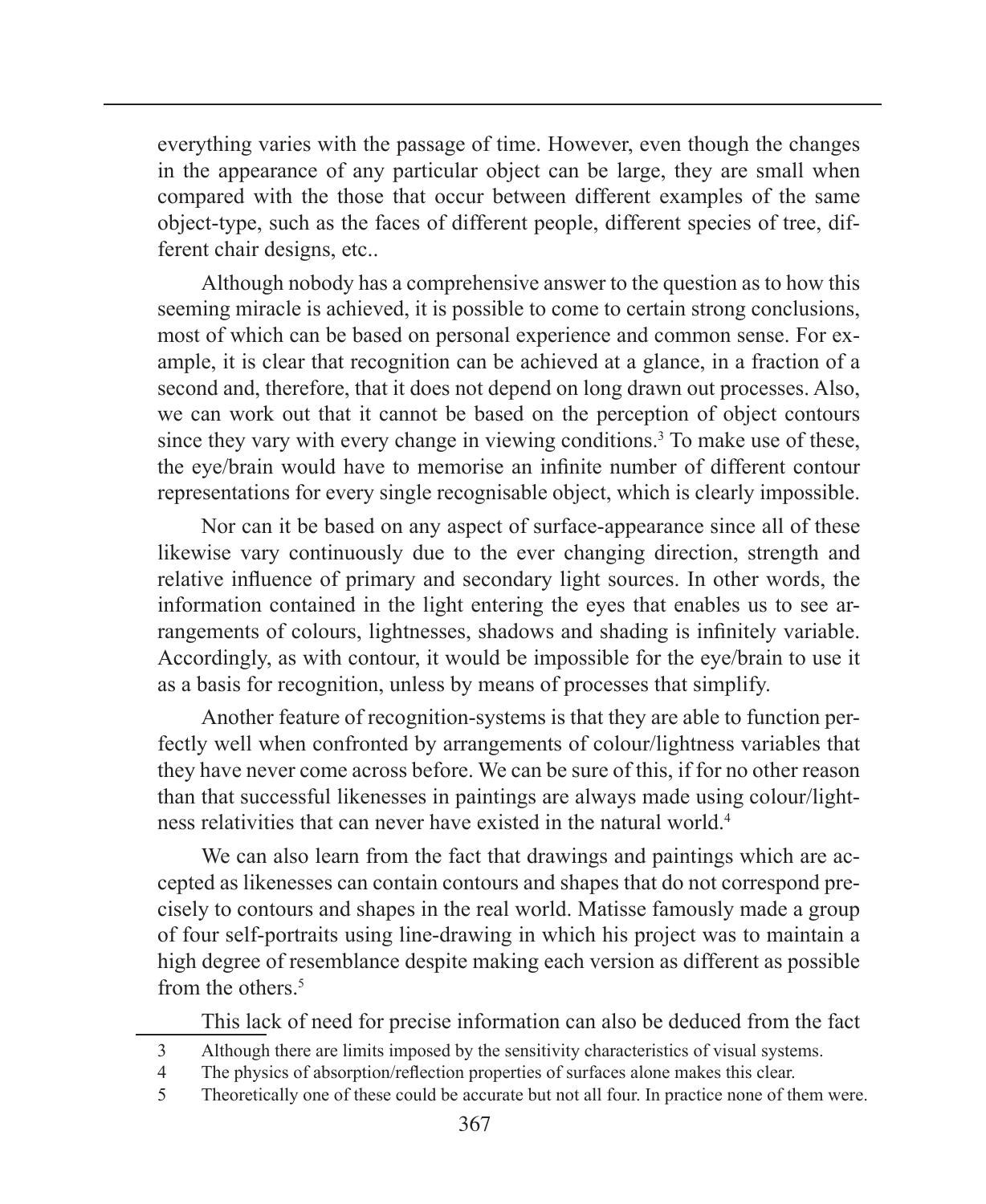everything varies with the passage of time. However, even though the changes in the appearance of any particular object can be large, they are small when compared with the those that occur between different examples of the same object-type, such as the faces of different people, different species of tree, different chair designs, etc..

Although nobody has a comprehensive answer to the question as to how this seeming miracle is achieved, it is possible to come to certain strong conclusions, most of which can be based on personal experience and common sense. For example, it is clear that recognition can be achieved at a glance, in a fraction of a second and, therefore, that it does not depend on long drawn out processes. Also, we can work out that it cannot be based on the perception of object contours since they vary with every change in viewing conditions.[3] To make use of these, the eye/brain would have to memorise an infinite number of different contour representations for every single recognisable object, which is clearly impossible.

Nor can it be based on any aspect of surface-appearance since all of these likewise vary continuously due to the ever changing direction, strength and relative influence of primary and secondary light sources. In other words, the information contained in the light entering the eyes that enables us to see arrangements of colours, lightnesses, shadows and shading is infinitely variable. Accordingly, as with contour, it would be impossible for the eye/brain to use it as a basis for recognition, unless by means of processes that simplify.

Another feature of recognition-systems is that they are able to function perfectly well when confronted by arrangements of colour/lightness variables that they have never come across before. We can be sure of this, if for no other reason than that successful likenesses in paintings are always made using colour/lightness relativities that can never have existed in the natural world.[4]

We can also learn from the fact that drawings and paintings which are accepted as likenesses can contain contours and shapes that do not correspond precisely to contours and shapes in the real world. Matisse famously made a group of four self-portraits using line-drawing in which his project was to maintain a high degree of resemblance despite making each version as different as possible from the others.[5]

This lack of need for precise information can also be deduced from the fact

---

3 Although there are limits imposed by the sensitivity characteristics of visual systems.

4 The physics of absorption/reflection properties of surfaces alone makes this clear.

5 Theoretically one of these could be accurate but not all four. In practice none of them were.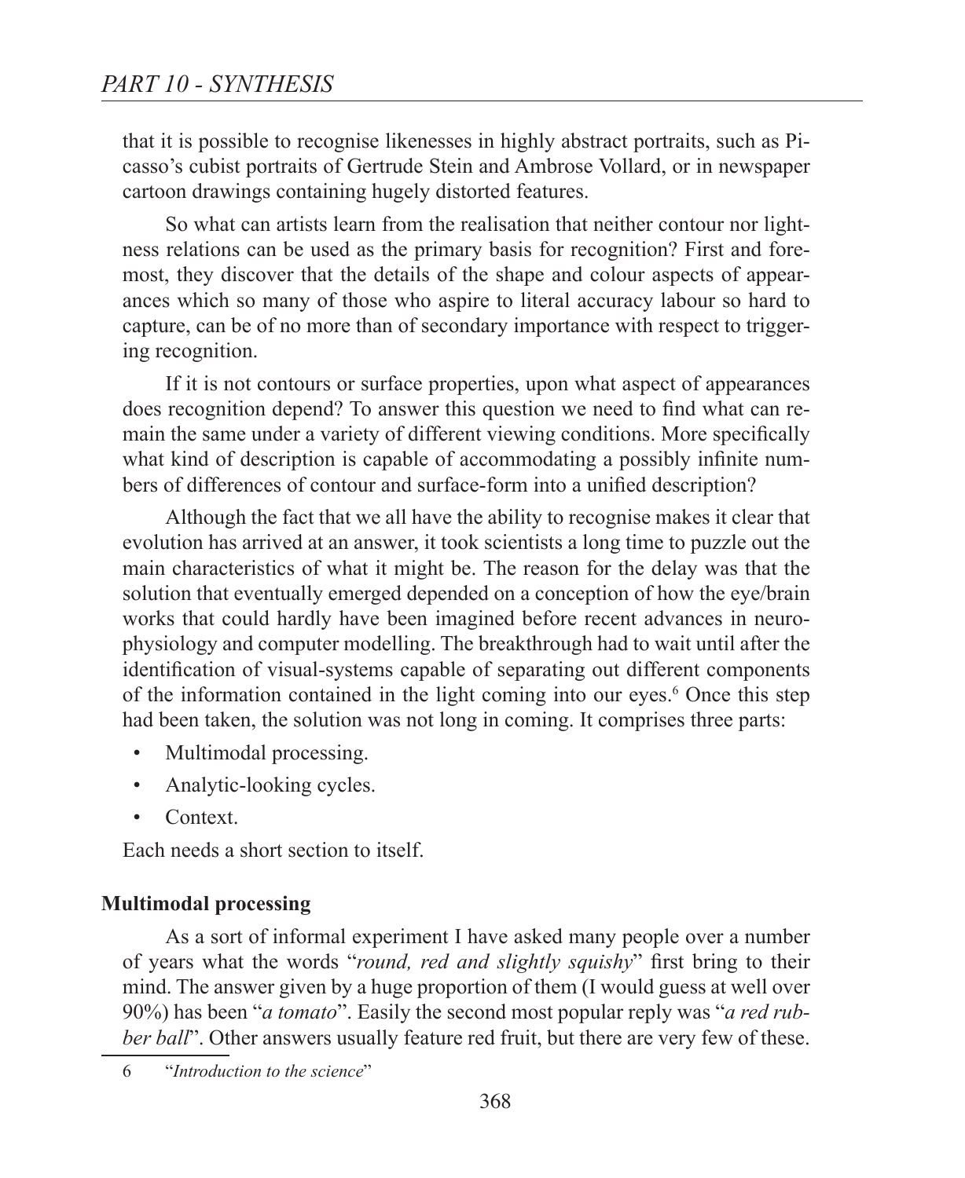that it is possible to recognise likenesses in highly abstract portraits, such as Picasso's cubist portraits of Gertrude Stein and Ambrose Vollard, or in newspaper cartoon drawings containing hugely distorted features.

So what can artists learn from the realisation that neither contour nor lightness relations can be used as the primary basis for recognition? First and foremost, they discover that the details of the shape and colour aspects of appearances which so many of those who aspire to literal accuracy labour so hard to capture, can be of no more than of secondary importance with respect to triggering recognition.

If it is not contours or surface properties, upon what aspect of appearances does recognition depend? To answer this question we need to find what can remain the same under a variety of different viewing conditions. More specifically what kind of description is capable of accommodating a possibly infinite numbers of differences of contour and surface-form into a unified description?

Although the fact that we all have the ability to recognise makes it clear that evolution has arrived at an answer, it took scientists a long time to puzzle out the main characteristics of what it might be. The reason for the delay was that the solution that eventually emerged depended on a conception of how the eye/brain works that could hardly have been imagined before recent advances in neurophysiology and computer modelling. The breakthrough had to wait until after the identification of visual-systems capable of separating out different components of the information contained in the light coming into our eyes.[6] Once this step had been taken, the solution was not long in coming. It comprises three parts:

- Multimodal processing.
- Analytic-looking cycles.
- Context.

Each needs a short section to itself.

**Multimodal processing**

As a sort of informal experiment I have asked many people over a number of years what the words "*round, red and slightly squishy*" first bring to their mind. The answer given by a huge proportion of them (I would guess at well over 90%) has been "*a tomato*". Easily the second most popular reply was "*a red rubber ball*". Other answers usually feature red fruit, but there are very few of these.

6 "*Introduction to the science*"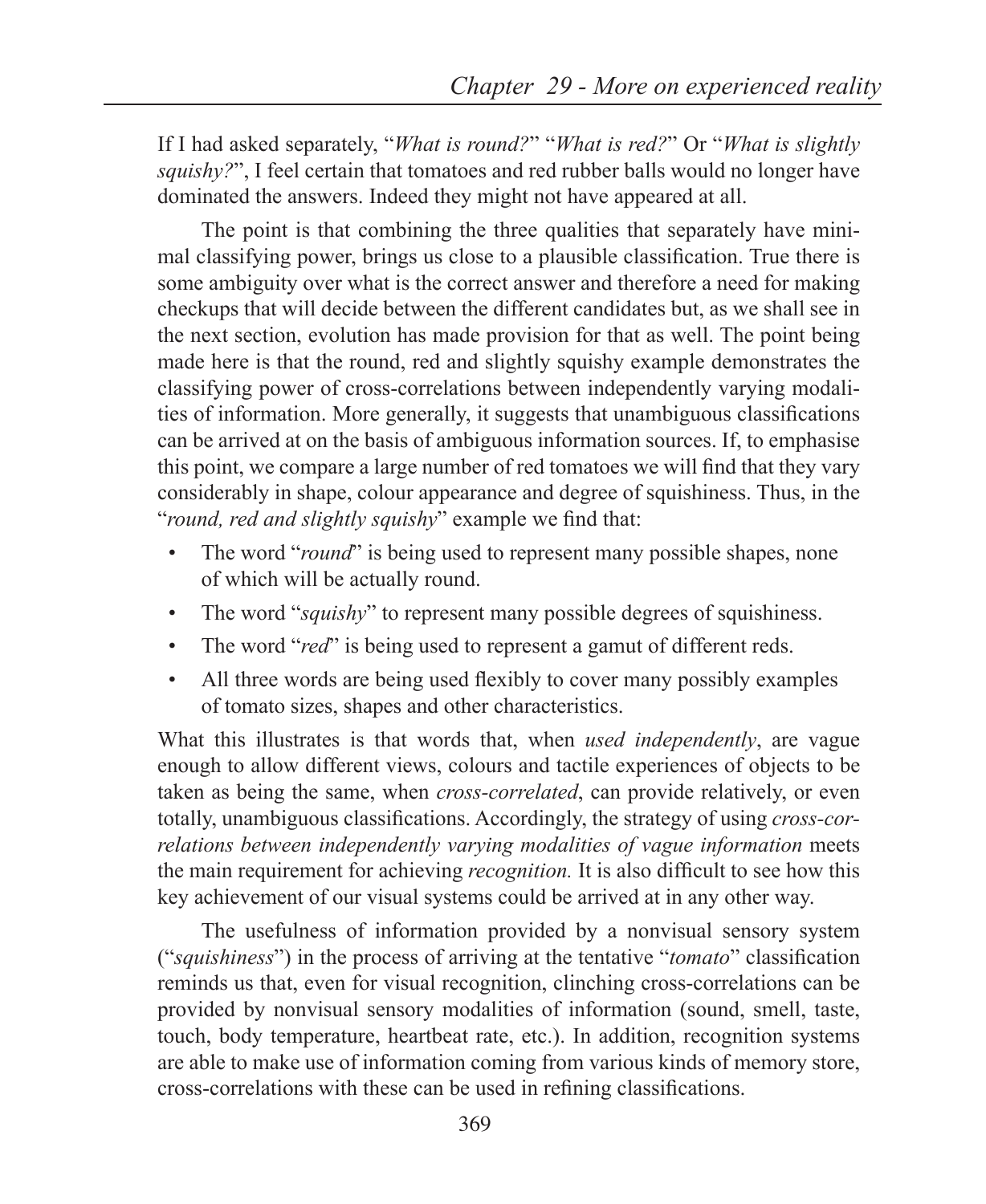If I had asked separately, "*What is round?*" "*What is red?*" Or "*What is slightly squishy?*", I feel certain that tomatoes and red rubber balls would no longer have dominated the answers. Indeed they might not have appeared at all.

The point is that combining the three qualities that separately have minimal classifying power, brings us close to a plausible classification. True there is some ambiguity over what is the correct answer and therefore a need for making checkups that will decide between the different candidates but, as we shall see in the next section, evolution has made provision for that as well. The point being made here is that the round, red and slightly squishy example demonstrates the classifying power of cross-correlations between independently varying modalities of information. More generally, it suggests that unambiguous classifications can be arrived at on the basis of ambiguous information sources. If, to emphasise this point, we compare a large number of red tomatoes we will find that they vary considerably in shape, colour appearance and degree of squishiness. Thus, in the "*round, red and slightly squishy*" example we find that:

- The word "*round*" is being used to represent many possible shapes, none of which will be actually round.
- The word "*squishy*" to represent many possible degrees of squishiness.
- The word "*red*" is being used to represent a gamut of different reds.
- All three words are being used flexibly to cover many possibly examples of tomato sizes, shapes and other characteristics.

What this illustrates is that words that, when *used independently*, are vague enough to allow different views, colours and tactile experiences of objects to be taken as being the same, when *cross-correlated*, can provide relatively, or even totally, unambiguous classifications. Accordingly, the strategy of using *cross-correlations between independently varying modalities of vague information* meets the main requirement for achieving *recognition.* It is also difficult to see how this key achievement of our visual systems could be arrived at in any other way.

The usefulness of information provided by a nonvisual sensory system ("*squishiness*") in the process of arriving at the tentative "*tomato*" classification reminds us that, even for visual recognition, clinching cross-correlations can be provided by nonvisual sensory modalities of information (sound, smell, taste, touch, body temperature, heartbeat rate, etc.). In addition, recognition systems are able to make use of information coming from various kinds of memory store, cross-correlations with these can be used in refining classifications.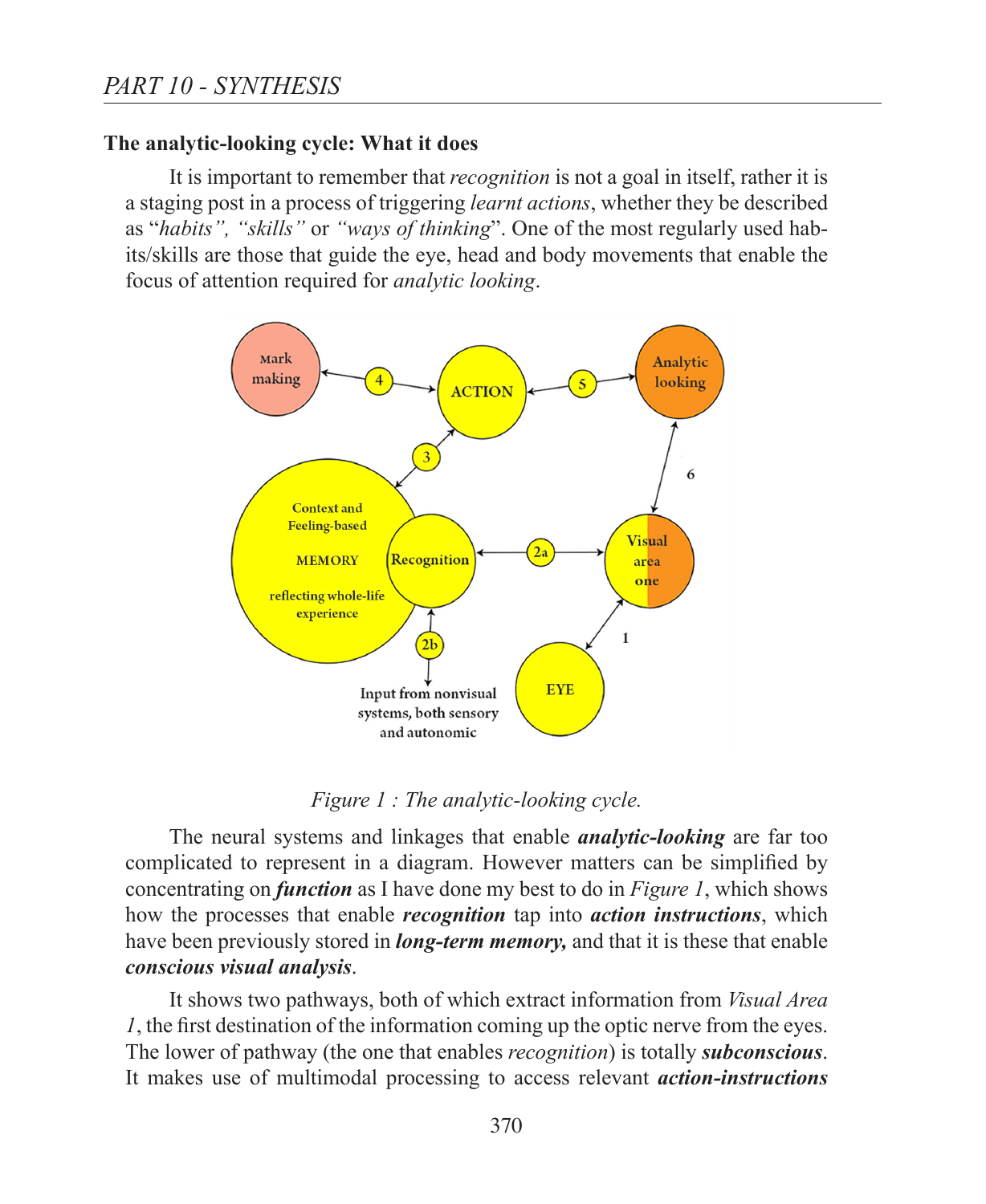### The analytic-looking cycle: What it does

It is important to remember that *recognition* is not a goal in itself, rather it is a staging post in a process of triggering *learnt actions*, whether they be described as "*habits", "skills"* or *"ways of thinking*". One of the most regularly used habits/skills are those that guide the eye, head and body movements that enable the focus of attention required for *analytic looking*.

*Figure 1 : The analytic-looking cycle.*

The neural systems and linkages that enable ***analytic-looking*** are far too complicated to represent in a diagram. However matters can be simplified by concentrating on ***function*** as I have done my best to do in *Figure 1*, which shows how the processes that enable ***recognition*** tap into ***action instructions***, which have been previously stored in ***long-term memory,*** and that it is these that enable ***conscious visual analysis***.

It shows two pathways, both of which extract information from *Visual Area 1*, the first destination of the information coming up the optic nerve from the eyes. The lower of pathway (the one that enables *recognition*) is totally ***subconscious***. It makes use of multimodal processing to access relevant ***action-instructions***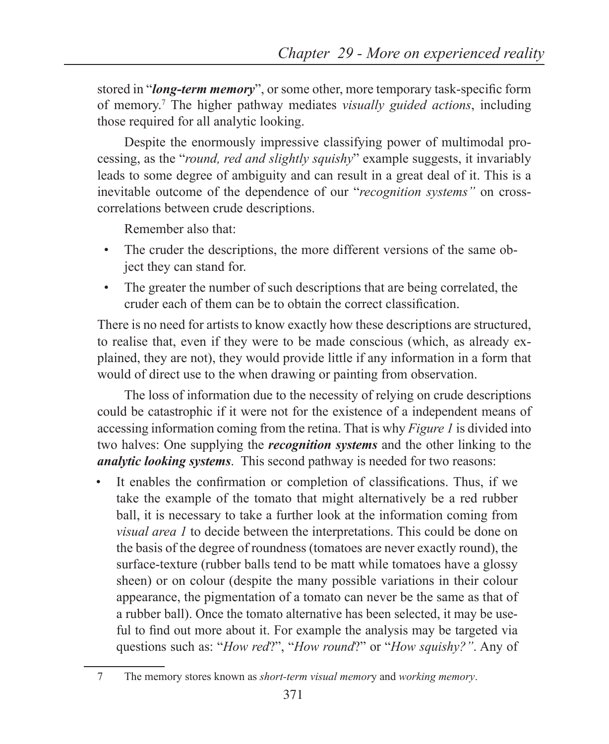stored in "***long-term memory***", or some other, more temporary task-specific form of memory.[7] The higher pathway mediates *visually guided actions*, including those required for all analytic looking.

Despite the enormously impressive classifying power of multimodal processing, as the "*round, red and slightly squishy*" example suggests, it invariably leads to some degree of ambiguity and can result in a great deal of it. This is a inevitable outcome of the dependence of our "*recognition systems"* on cross-correlations between crude descriptions.

Remember also that:

- The cruder the descriptions, the more different versions of the same object they can stand for.
- The greater the number of such descriptions that are being correlated, the cruder each of them can be to obtain the correct classification.

There is no need for artists to know exactly how these descriptions are structured, to realise that, even if they were to be made conscious (which, as already explained, they are not), they would provide little if any information in a form that would of direct use to the when drawing or painting from observation.

The loss of information due to the necessity of relying on crude descriptions could be catastrophic if it were not for the existence of a independent means of accessing information coming from the retina. That is why *Figure 1* is divided into two halves: One supplying the ***recognition systems*** and the other linking to the ***analytic looking systems***. This second pathway is needed for two reasons:

- It enables the confirmation or completion of classifications. Thus, if we take the example of the tomato that might alternatively be a red rubber ball, it is necessary to take a further look at the information coming from *visual area 1* to decide between the interpretations. This could be done on the basis of the degree of roundness (tomatoes are never exactly round), the surface-texture (rubber balls tend to be matt while tomatoes have a glossy sheen) or on colour (despite the many possible variations in their colour appearance, the pigmentation of a tomato can never be the same as that of a rubber ball). Once the tomato alternative has been selected, it may be useful to find out more about it. For example the analysis may be targeted via questions such as: "*How red*?", "*How round*?" or "*How squishy?"*. Any of

---

7 The memory stores known as *short-term visual memory* and *working memory*.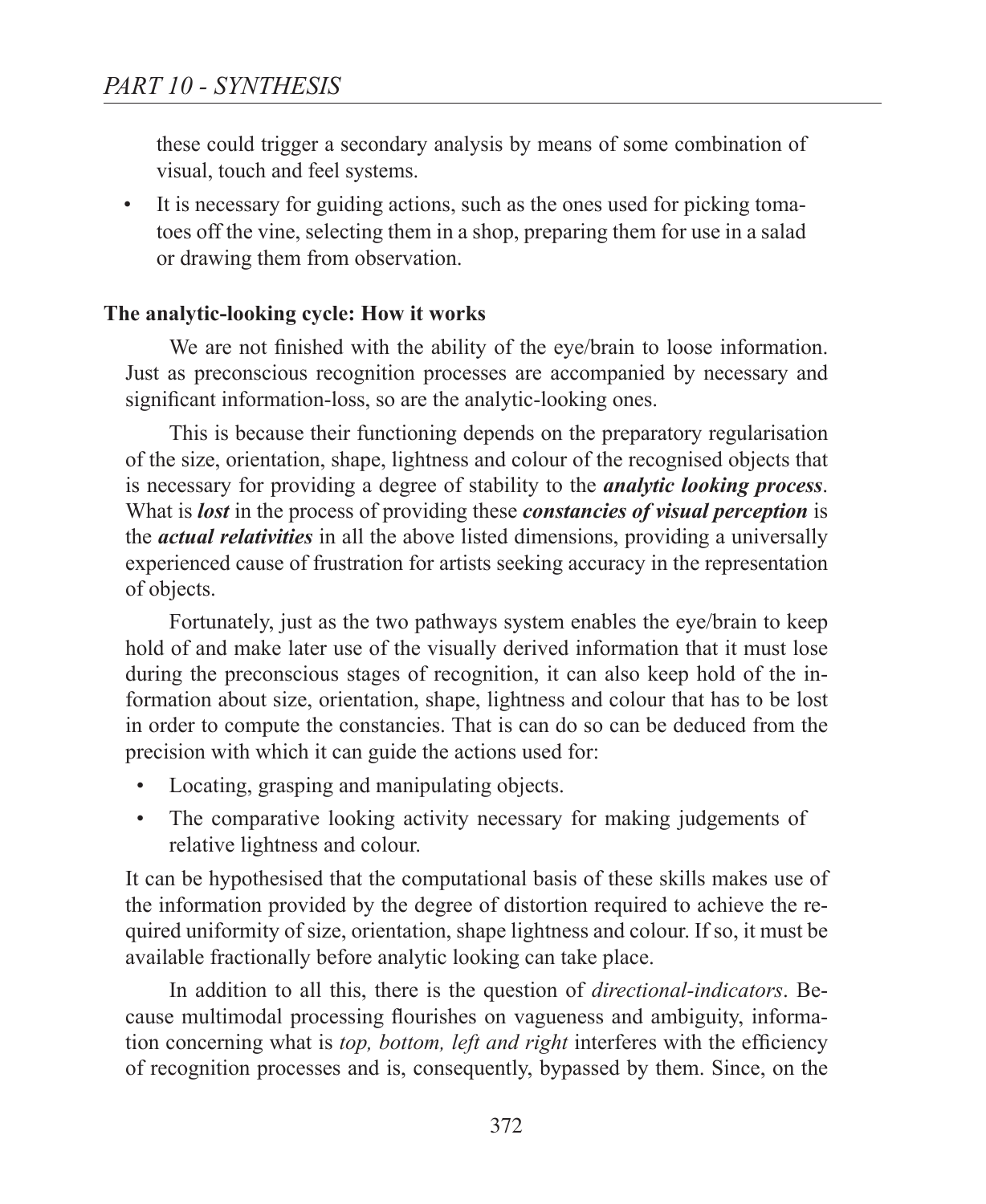these could trigger a secondary analysis by means of some combination of visual, touch and feel systems.

- It is necessary for guiding actions, such as the ones used for picking tomatoes off the vine, selecting them in a shop, preparing them for use in a salad or drawing them from observation.

**The analytic-looking cycle: How it works**

We are not finished with the ability of the eye/brain to loose information. Just as preconscious recognition processes are accompanied by necessary and significant information-loss, so are the analytic-looking ones.

This is because their functioning depends on the preparatory regularisation of the size, orientation, shape, lightness and colour of the recognised objects that is necessary for providing a degree of stability to the ***analytic looking process***. What is ***lost*** in the process of providing these ***constancies of visual perception*** is the ***actual relativities*** in all the above listed dimensions, providing a universally experienced cause of frustration for artists seeking accuracy in the representation of objects.

Fortunately, just as the two pathways system enables the eye/brain to keep hold of and make later use of the visually derived information that it must lose during the preconscious stages of recognition, it can also keep hold of the information about size, orientation, shape, lightness and colour that has to be lost in order to compute the constancies. That is can do so can be deduced from the precision with which it can guide the actions used for:

- Locating, grasping and manipulating objects.
- The comparative looking activity necessary for making judgements of relative lightness and colour.

It can be hypothesised that the computational basis of these skills makes use of the information provided by the degree of distortion required to achieve the required uniformity of size, orientation, shape lightness and colour. If so, it must be available fractionally before analytic looking can take place.

In addition to all this, there is the question of *directional-indicators*. Because multimodal processing flourishes on vagueness and ambiguity, information concerning what is *top, bottom, left and right* interferes with the efficiency of recognition processes and is, consequently, bypassed by them. Since, on the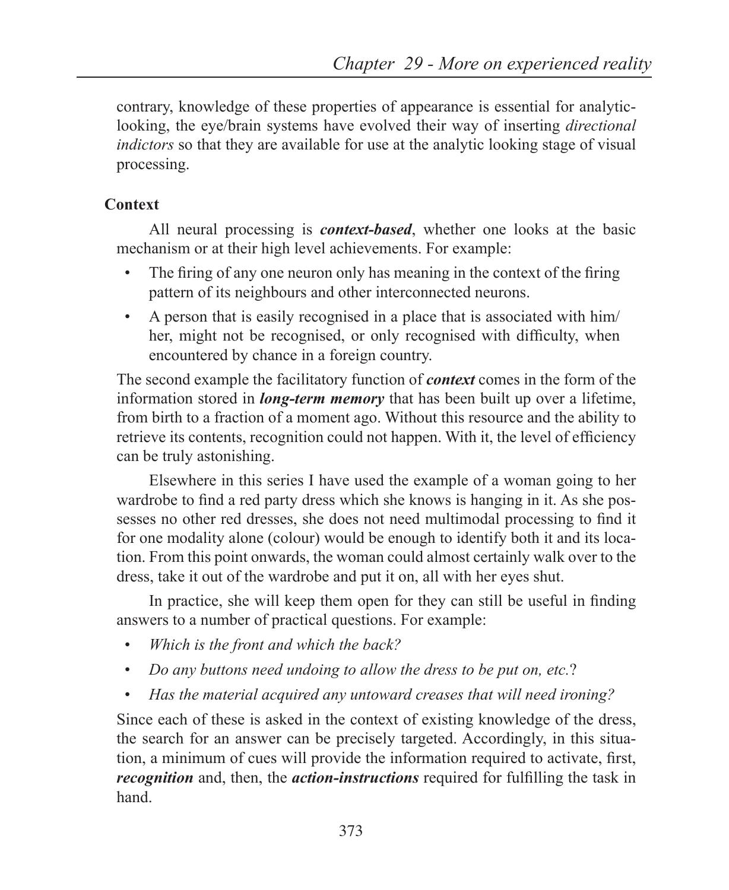contrary, knowledge of these properties of appearance is essential for analytic-looking, the eye/brain systems have evolved their way of inserting *directional indictors* so that they are available for use at the analytic looking stage of visual processing.

### Context

All neural processing is ***context-based***, whether one looks at the basic mechanism or at their high level achievements. For example:

- The firing of any one neuron only has meaning in the context of the firing pattern of its neighbours and other interconnected neurons.
- A person that is easily recognised in a place that is associated with him/her, might not be recognised, or only recognised with difficulty, when encountered by chance in a foreign country.

The second example the facilitatory function of ***context*** comes in the form of the information stored in ***long-term memory*** that has been built up over a lifetime, from birth to a fraction of a moment ago. Without this resource and the ability to retrieve its contents, recognition could not happen. With it, the level of efficiency can be truly astonishing.

Elsewhere in this series I have used the example of a woman going to her wardrobe to find a red party dress which she knows is hanging in it. As she possesses no other red dresses, she does not need multimodal processing to find it for one modality alone (colour) would be enough to identify both it and its location. From this point onwards, the woman could almost certainly walk over to the dress, take it out of the wardrobe and put it on, all with her eyes shut.

In practice, she will keep them open for they can still be useful in finding answers to a number of practical questions. For example:

- *Which is the front and which the back?*
- *Do any buttons need undoing to allow the dress to be put on, etc.*?
- *Has the material acquired any untoward creases that will need ironing?*

Since each of these is asked in the context of existing knowledge of the dress, the search for an answer can be precisely targeted. Accordingly, in this situation, a minimum of cues will provide the information required to activate, first, ***recognition*** and, then, the ***action-instructions*** required for fulfilling the task in hand.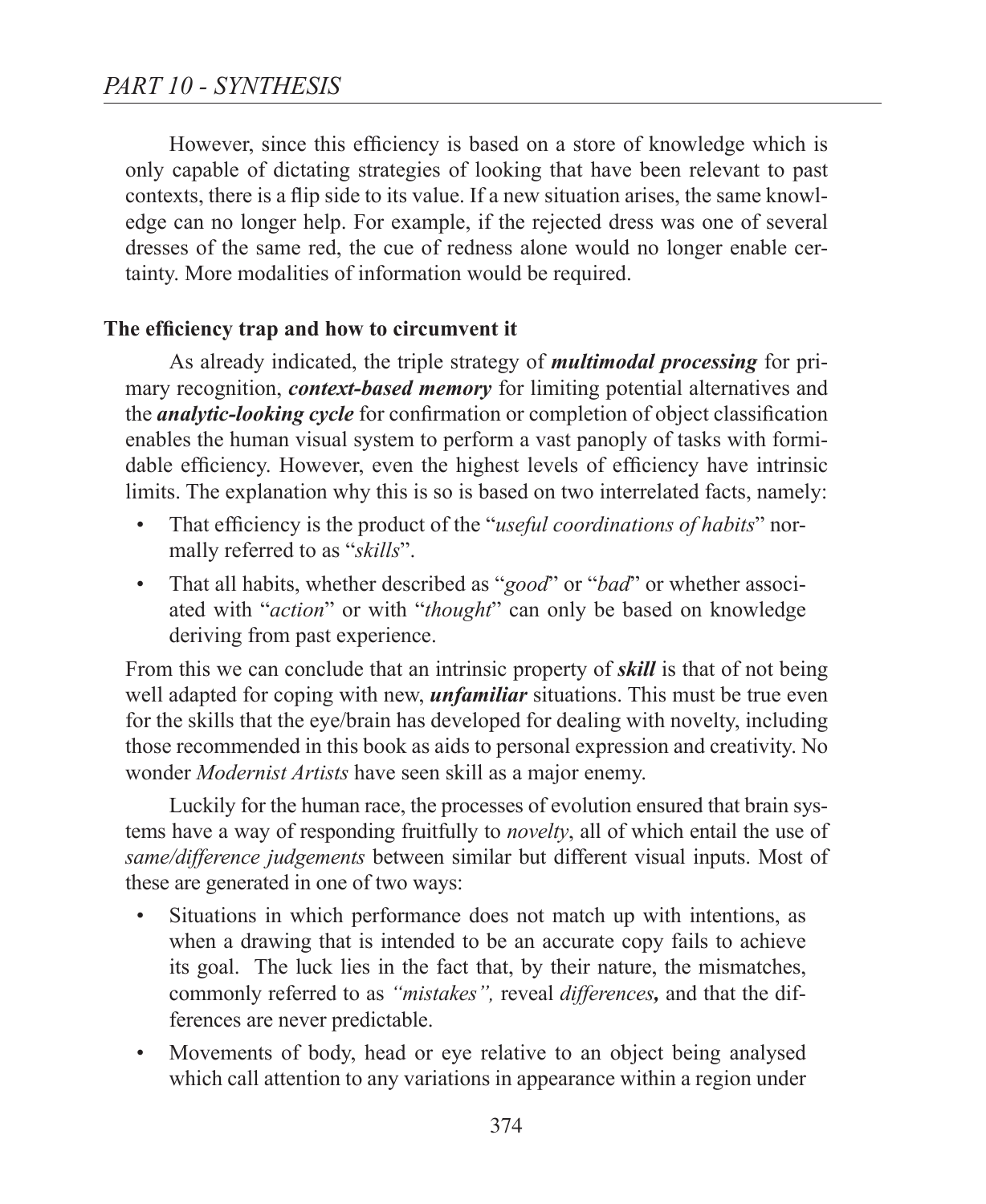However, since this efficiency is based on a store of knowledge which is only capable of dictating strategies of looking that have been relevant to past contexts, there is a flip side to its value. If a new situation arises, the same knowledge can no longer help. For example, if the rejected dress was one of several dresses of the same red, the cue of redness alone would no longer enable certainty. More modalities of information would be required.

### The efficiency trap and how to circumvent it

As already indicated, the triple strategy of ***multimodal processing*** for primary recognition, ***context-based memory*** for limiting potential alternatives and the ***analytic-looking cycle*** for confirmation or completion of object classification enables the human visual system to perform a vast panoply of tasks with formidable efficiency. However, even the highest levels of efficiency have intrinsic limits. The explanation why this is so is based on two interrelated facts, namely:

- That efficiency is the product of the "*useful coordinations of habits*" normally referred to as "*skills*".
- That all habits, whether described as "*good*" or "*bad*" or whether associated with "*action*" or with "*thought*" can only be based on knowledge deriving from past experience.

From this we can conclude that an intrinsic property of ***skill*** is that of not being well adapted for coping with new, ***unfamiliar*** situations. This must be true even for the skills that the eye/brain has developed for dealing with novelty, including those recommended in this book as aids to personal expression and creativity. No wonder *Modernist Artists* have seen skill as a major enemy.

Luckily for the human race, the processes of evolution ensured that brain systems have a way of responding fruitfully to *novelty*, all of which entail the use of *same/difference judgements* between similar but different visual inputs. Most of these are generated in one of two ways:

- Situations in which performance does not match up with intentions, as when a drawing that is intended to be an accurate copy fails to achieve its goal. The luck lies in the fact that, by their nature, the mismatches, commonly referred to as *"mistakes",* reveal ***differences*,** and that the differences are never predictable.
- Movements of body, head or eye relative to an object being analysed which call attention to any variations in appearance within a region under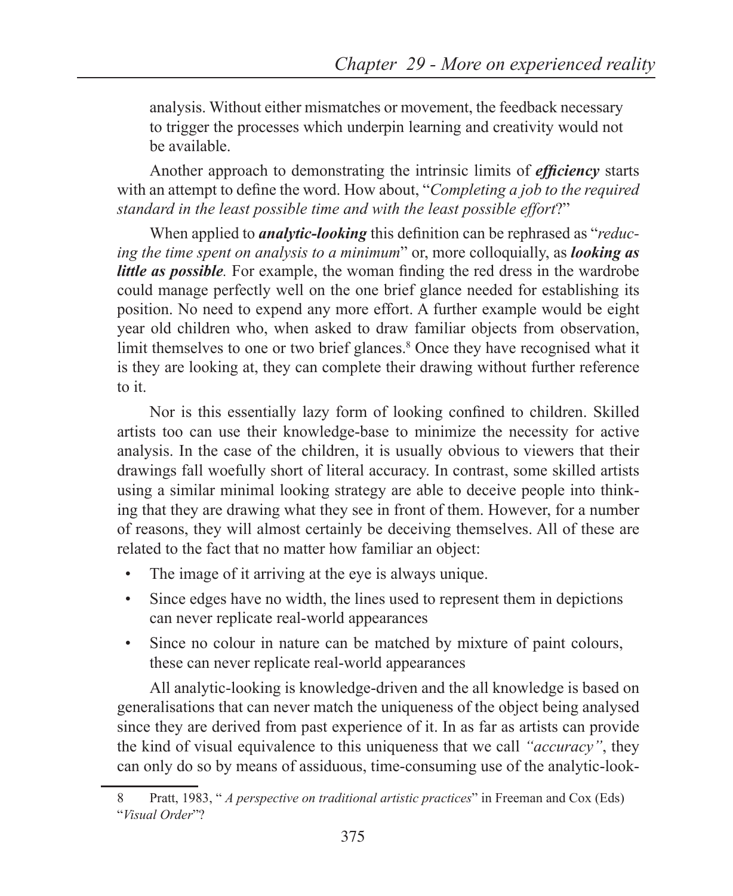analysis. Without either mismatches or movement, the feedback necessary to trigger the processes which underpin learning and creativity would not be available.

Another approach to demonstrating the intrinsic limits of ***efficiency*** starts with an attempt to define the word. How about, "*Completing a job to the required standard in the least possible time and with the least possible effort*?"

When applied to ***analytic-looking*** this definition can be rephrased as "*reducing the time spent on analysis to a minimum*" or, more colloquially, as ***looking as little as possible.*** For example, the woman finding the red dress in the wardrobe could manage perfectly well on the one brief glance needed for establishing its position. No need to expend any more effort. A further example would be eight year old children who, when asked to draw familiar objects from observation, limit themselves to one or two brief glances.[8] Once they have recognised what it is they are looking at, they can complete their drawing without further reference to it.

Nor is this essentially lazy form of looking confined to children. Skilled artists too can use their knowledge-base to minimize the necessity for active analysis. In the case of the children, it is usually obvious to viewers that their drawings fall woefully short of literal accuracy. In contrast, some skilled artists using a similar minimal looking strategy are able to deceive people into thinking that they are drawing what they see in front of them. However, for a number of reasons, they will almost certainly be deceiving themselves. All of these are related to the fact that no matter how familiar an object:

- The image of it arriving at the eye is always unique.
- Since edges have no width, the lines used to represent them in depictions can never replicate real-world appearances
- Since no colour in nature can be matched by mixture of paint colours, these can never replicate real-world appearances

All analytic-looking is knowledge-driven and the all knowledge is based on generalisations that can never match the uniqueness of the object being analysed since they are derived from past experience of it. In as far as artists can provide the kind of visual equivalence to this uniqueness that we call *"accuracy"*, they can only do so by means of assiduous, time-consuming use of the analytic-look-

---

8 Pratt, 1983, " *A perspective on traditional artistic practices*" in Freeman and Cox (Eds) "*Visual Order*"?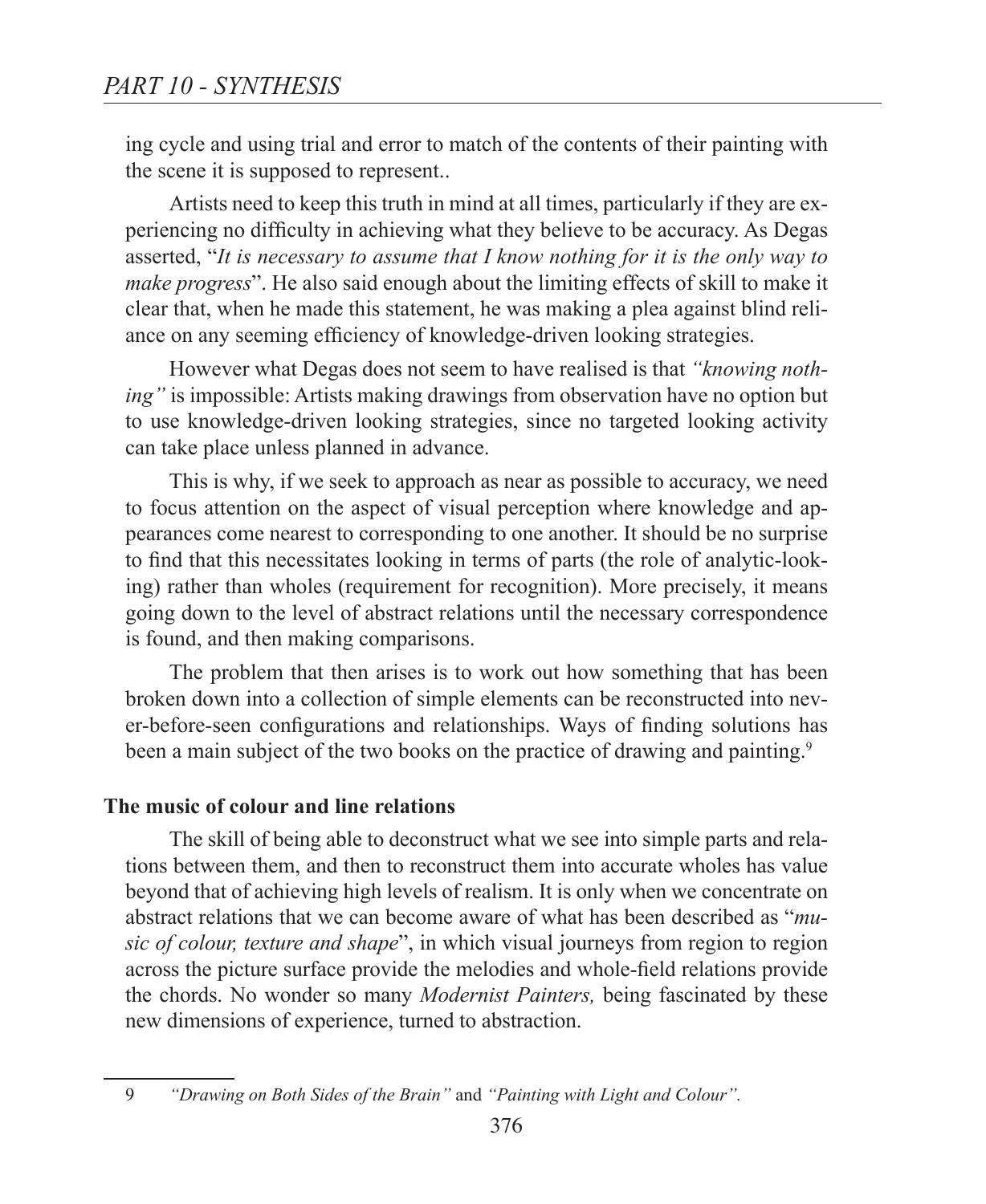ing cycle and using trial and error to match of the contents of their painting with the scene it is supposed to represent..

Artists need to keep this truth in mind at all times, particularly if they are experiencing no difficulty in achieving what they believe to be accuracy. As Degas asserted, "*It is necessary to assume that I know nothing for it is the only way to make progress*". He also said enough about the limiting effects of skill to make it clear that, when he made this statement, he was making a plea against blind reliance on any seeming efficiency of knowledge-driven looking strategies.

However what Degas does not seem to have realised is that *"knowing nothing"* is impossible: Artists making drawings from observation have no option but to use knowledge-driven looking strategies, since no targeted looking activity can take place unless planned in advance.

This is why, if we seek to approach as near as possible to accuracy, we need to focus attention on the aspect of visual perception where knowledge and appearances come nearest to corresponding to one another. It should be no surprise to find that this necessitates looking in terms of parts (the role of analytic-looking) rather than wholes (requirement for recognition). More precisely, it means going down to the level of abstract relations until the necessary correspondence is found, and then making comparisons.

The problem that then arises is to work out how something that has been broken down into a collection of simple elements can be reconstructed into never-before-seen configurations and relationships. Ways of finding solutions has been a main subject of the two books on the practice of drawing and painting.[9]

**The music of colour and line relations**

The skill of being able to deconstruct what we see into simple parts and relations between them, and then to reconstruct them into accurate wholes has value beyond that of achieving high levels of realism. It is only when we concentrate on abstract relations that we can become aware of what has been described as "*music of colour, texture and shape*", in which visual journeys from region to region across the picture surface provide the melodies and whole-field relations provide the chords. No wonder so many *Modernist Painters,* being fascinated by these new dimensions of experience, turned to abstraction.

9 *"Drawing on Both Sides of the Brain"* and *"Painting with Light and Colour".*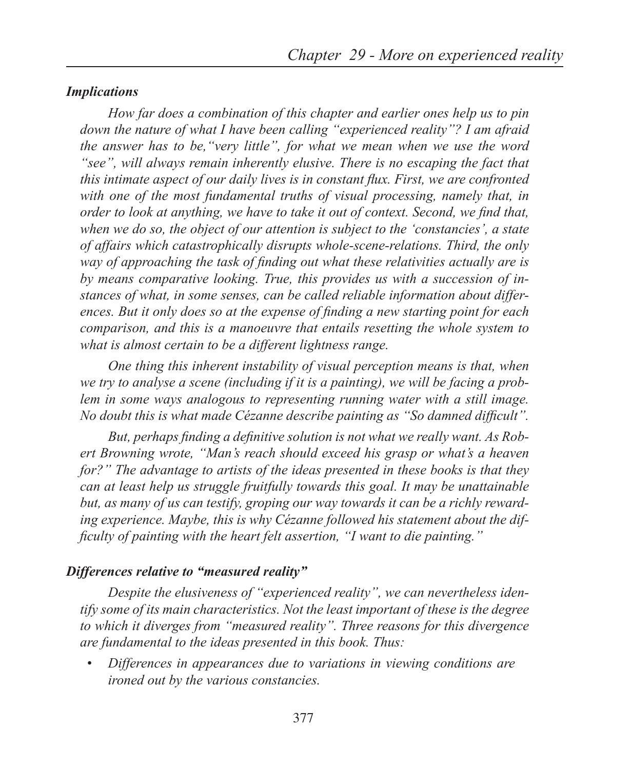### *Implications*

*How far does a combination of this chapter and earlier ones help us to pin down the nature of what I have been calling "experienced reality"? I am afraid the answer has to be,"very little", for what we mean when we use the word "see", will always remain inherently elusive. There is no escaping the fact that this intimate aspect of our daily lives is in constant flux. First, we are confronted with one of the most fundamental truths of visual processing, namely that, in order to look at anything, we have to take it out of context. Second, we find that, when we do so, the object of our attention is subject to the 'constancies', a state of affairs which catastrophically disrupts whole-scene-relations. Third, the only way of approaching the task of finding out what these relativities actually are is by means comparative looking. True, this provides us with a succession of instances of what, in some senses, can be called reliable information about differences. But it only does so at the expense of finding a new starting point for each comparison, and this is a manoeuvre that entails resetting the whole system to what is almost certain to be a different lightness range.*

*One thing this inherent instability of visual perception means is that, when we try to analyse a scene (including if it is a painting), we will be facing a problem in some ways analogous to representing running water with a still image. No doubt this is what made Cézanne describe painting as "So damned difficult".*

*But, perhaps finding a definitive solution is not what we really want. As Robert Browning wrote, "Man's reach should exceed his grasp or what's a heaven for?" The advantage to artists of the ideas presented in these books is that they can at least help us struggle fruitfully towards this goal. It may be unattainable but, as many of us can testify, groping our way towards it can be a richly rewarding experience. Maybe, this is why Cézanne followed his statement about the difficulty of painting with the heart felt assertion, "I want to die painting."*

### *Differences relative to "measured reality"*

*Despite the elusiveness of "experienced reality", we can nevertheless identify some of its main characteristics. Not the least important of these is the degree to which it diverges from "measured reality". Three reasons for this divergence are fundamental to the ideas presented in this book. Thus:*

- *Differences in appearances due to variations in viewing conditions are ironed out by the various constancies.*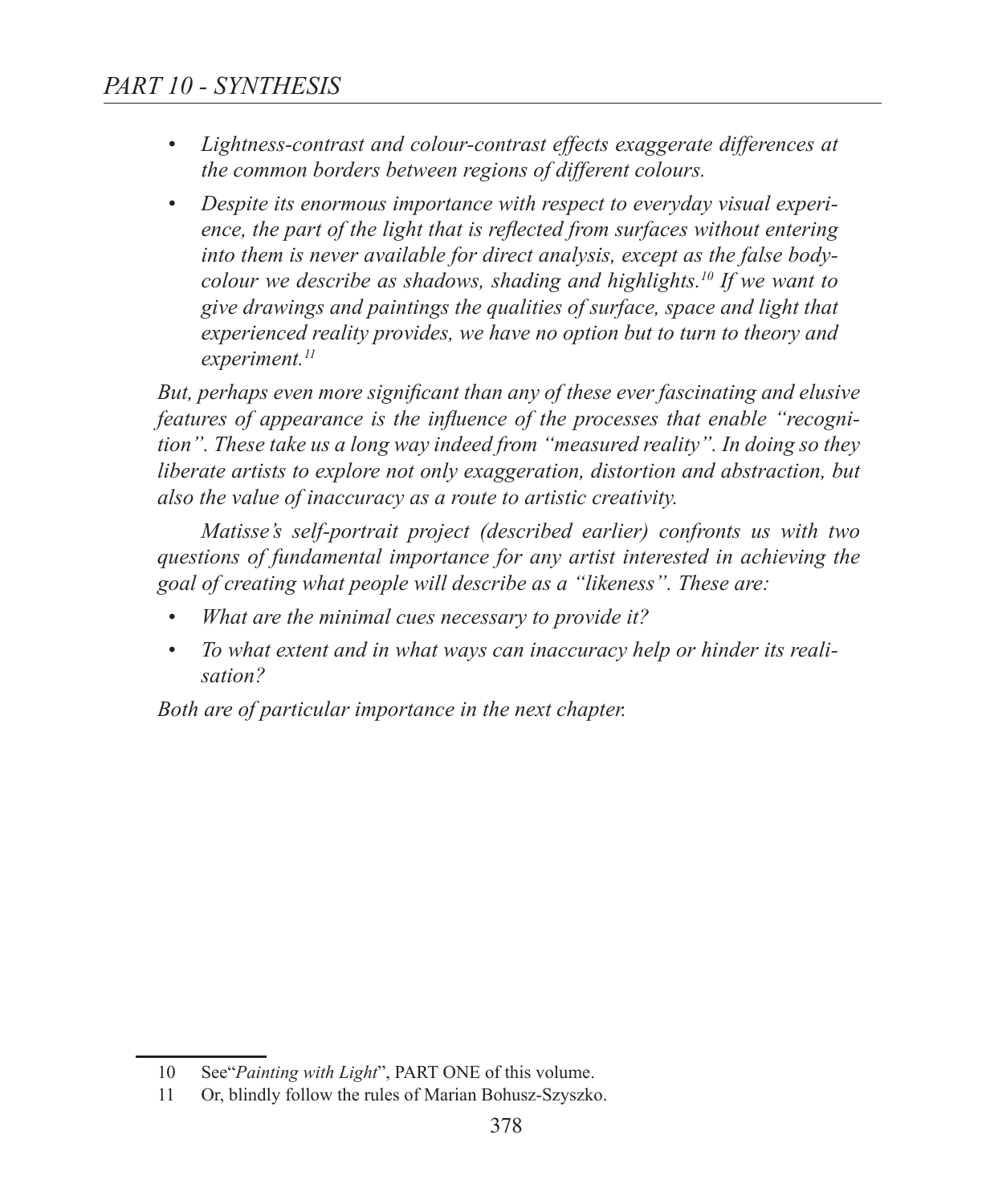- *Lightness-contrast and colour-contrast effects exaggerate differences at the common borders between regions of different colours.*
- *Despite its enormous importance with respect to everyday visual experience, the part of the light that is reflected from surfaces without entering into them is never available for direct analysis, except as the false body-colour we describe as shadows, shading and highlights.*[10] *If we want to give drawings and paintings the qualities of surface, space and light that experienced reality provides, we have no option but to turn to theory and experiment.*[11]

*But, perhaps even more significant than any of these ever fascinating and elusive features of appearance is the influence of the processes that enable "recognition". These take us a long way indeed from "measured reality". In doing so they liberate artists to explore not only exaggeration, distortion and abstraction, but also the value of inaccuracy as a route to artistic creativity.*

*Matisse's self-portrait project (described earlier) confronts us with two questions of fundamental importance for any artist interested in achieving the goal of creating what people will describe as a "likeness". These are:*

- *What are the minimal cues necessary to provide it?*
- *To what extent and in what ways can inaccuracy help or hinder its realisation?*

*Both are of particular importance in the next chapter.*

---

10 See"*Painting with Light*", PART ONE of this volume.

11 Or, blindly follow the rules of Marian Bohusz-Szyszko.